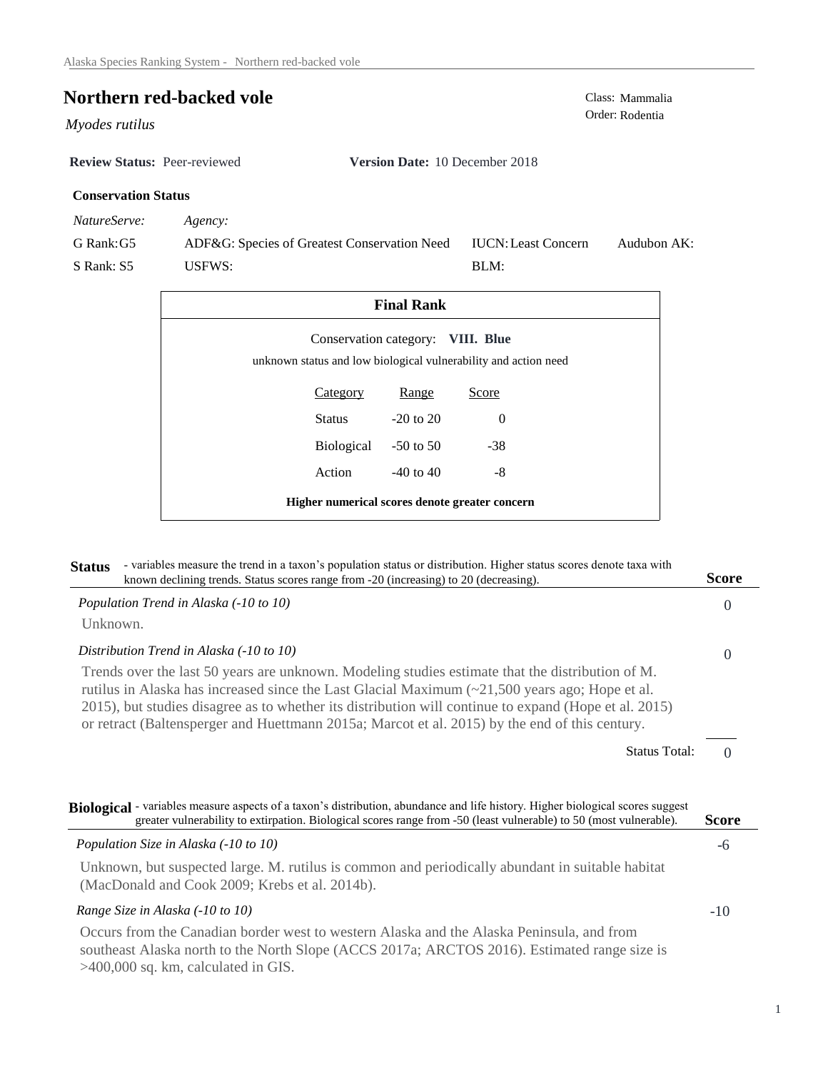# Northern red-backed vole

*Myodes rutilus*

Class: Mammalia
Order: Rodentia

**Review Status:** Peer-reviewed **Version Date:** 10 December 2018

**Conservation Status**

| *NatureServe:* | *Agency:* | | |
|---|---|---|---|
| G Rank: G5 | ADF&G: Species of Greatest Conservation Need | IUCN: Least Concern | Audubon AK: |
| S Rank: S5 | USFWS: | BLM: | |

**Final Rank**

Conservation category: **VIII. Blue**

unknown status and low biological vulnerability and action need

| Category | Range | Score |
|---|---|---|
| Status | -20 to 20 | 0 |
| Biological | -50 to 50 | -38 |
| Action | -40 to 40 | -8 |

**Higher numerical scores denote greater concern**

**Status** - variables measure the trend in a taxon's population status or distribution. Higher status scores denote taxa with known declining trends. Status scores range from -20 (increasing) to 20 (decreasing).

**Score**

*Population Trend in Alaska (-10 to 10)* — 0

Unknown.

*Distribution Trend in Alaska (-10 to 10)* — 0

Trends over the last 50 years are unknown. Modeling studies estimate that the distribution of M. rutilus in Alaska has increased since the Last Glacial Maximum (~21,500 years ago; Hope et al. 2015), but studies disagree as to whether its distribution will continue to expand (Hope et al. 2015) or retract (Baltensperger and Huettmann 2015a; Marcot et al. 2015) by the end of this century.

Status Total: 0

**Biological** - variables measure aspects of a taxon's distribution, abundance and life history. Higher biological scores suggest greater vulnerability to extirpation. Biological scores range from -50 (least vulnerable) to 50 (most vulnerable).

**Score**

*Population Size in Alaska (-10 to 10)* — -6

Unknown, but suspected large. M. rutilus is common and periodically abundant in suitable habitat (MacDonald and Cook 2009; Krebs et al. 2014b).

*Range Size in Alaska (-10 to 10)* — -10

Occurs from the Canadian border west to western Alaska and the Alaska Peninsula, and from southeast Alaska north to the North Slope (ACCS 2017a; ARCTOS 2016). Estimated range size is >400,000 sq. km, calculated in GIS.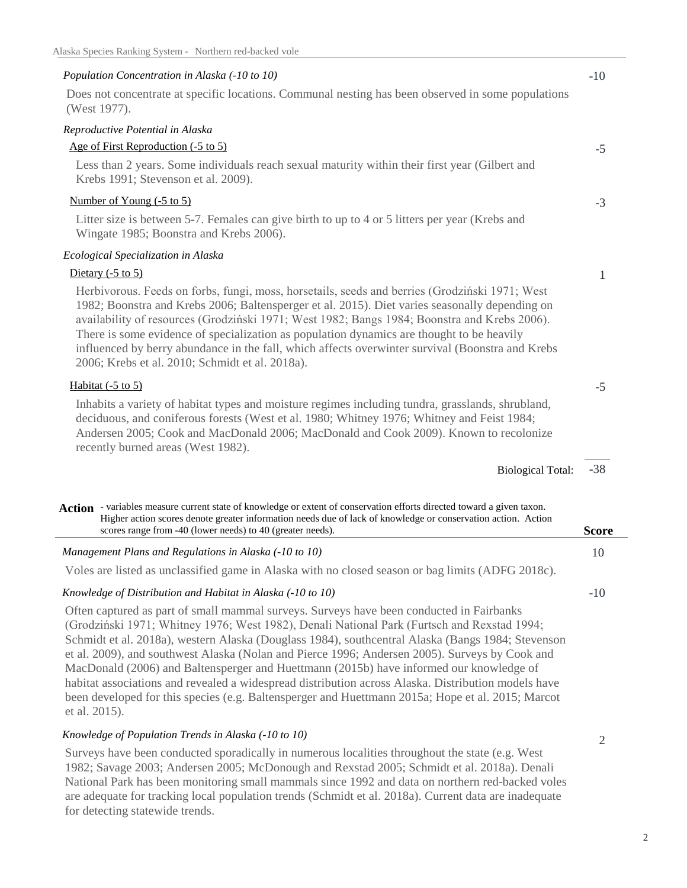*Population Concentration in Alaska (-10 to 10)* -10

Does not concentrate at specific locations. Communal nesting has been observed in some populations (West 1977).

*Reproductive Potential in Alaska*

Age of First Reproduction (-5 to 5) -5

Less than 2 years. Some individuals reach sexual maturity within their first year (Gilbert and Krebs 1991; Stevenson et al. 2009).

Number of Young (-5 to 5) -3

Litter size is between 5-7. Females can give birth to up to 4 or 5 litters per year (Krebs and Wingate 1985; Boonstra and Krebs 2006).

*Ecological Specialization in Alaska*

Dietary (-5 to 5) 1

Herbivorous. Feeds on forbs, fungi, moss, horsetails, seeds and berries (Grodziński 1971; West 1982; Boonstra and Krebs 2006; Baltensperger et al. 2015). Diet varies seasonally depending on availability of resources (Grodziński 1971; West 1982; Bangs 1984; Boonstra and Krebs 2006). There is some evidence of specialization as population dynamics are thought to be heavily influenced by berry abundance in the fall, which affects overwinter survival (Boonstra and Krebs 2006; Krebs et al. 2010; Schmidt et al. 2018a).

Habitat (-5 to 5) -5

Inhabits a variety of habitat types and moisture regimes including tundra, grasslands, shrubland, deciduous, and coniferous forests (West et al. 1980; Whitney 1976; Whitney and Feist 1984; Andersen 2005; Cook and MacDonald 2006; MacDonald and Cook 2009). Known to recolonize recently burned areas (West 1982).

Biological Total: -38

**Action** - variables measure current state of knowledge or extent of conservation efforts directed toward a given taxon. Higher action scores denote greater information needs due of lack of knowledge or conservation action. Action scores range from -40 (lower needs) to 40 (greater needs). **Score**

*Management Plans and Regulations in Alaska (-10 to 10)* 10

Voles are listed as unclassified game in Alaska with no closed season or bag limits (ADFG 2018c).

*Knowledge of Distribution and Habitat in Alaska (-10 to 10)* -10

Often captured as part of small mammal surveys. Surveys have been conducted in Fairbanks (Grodziński 1971; Whitney 1976; West 1982), Denali National Park (Furtsch and Rexstad 1994; Schmidt et al. 2018a), western Alaska (Douglass 1984), southcentral Alaska (Bangs 1984; Stevenson et al. 2009), and southwest Alaska (Nolan and Pierce 1996; Andersen 2005). Surveys by Cook and MacDonald (2006) and Baltensperger and Huettmann (2015b) have informed our knowledge of habitat associations and revealed a widespread distribution across Alaska. Distribution models have been developed for this species (e.g. Baltensperger and Huettmann 2015a; Hope et al. 2015; Marcot et al. 2015).

*Knowledge of Population Trends in Alaska (-10 to 10)* 2

Surveys have been conducted sporadically in numerous localities throughout the state (e.g. West 1982; Savage 2003; Andersen 2005; McDonough and Rexstad 2005; Schmidt et al. 2018a). Denali National Park has been monitoring small mammals since 1992 and data on northern red-backed voles are adequate for tracking local population trends (Schmidt et al. 2018a). Current data are inadequate for detecting statewide trends.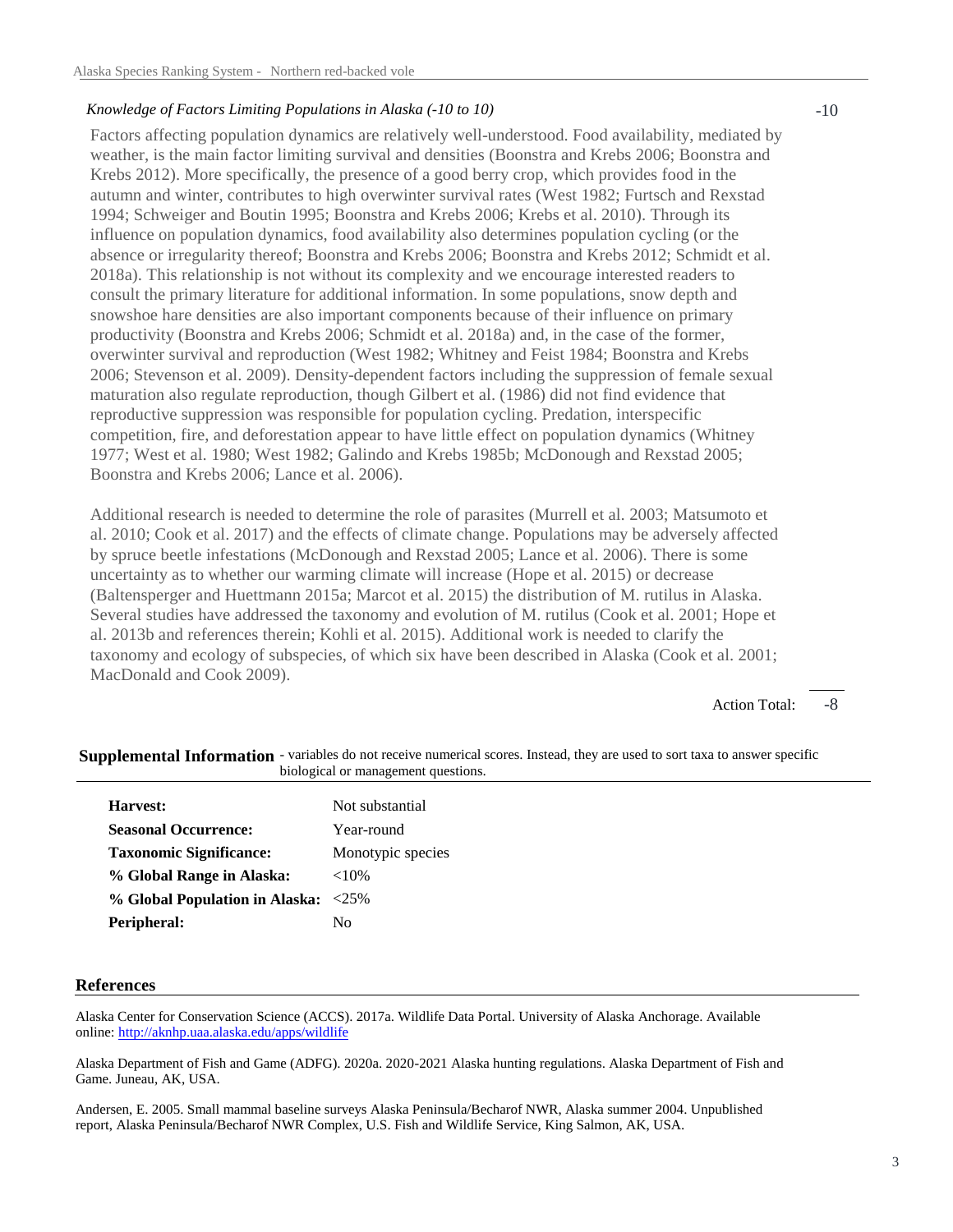*Knowledge of Factors Limiting Populations in Alaska (-10 to 10)* -10

Factors affecting population dynamics are relatively well-understood. Food availability, mediated by weather, is the main factor limiting survival and densities (Boonstra and Krebs 2006; Boonstra and Krebs 2012). More specifically, the presence of a good berry crop, which provides food in the autumn and winter, contributes to high overwinter survival rates (West 1982; Furtsch and Rexstad 1994; Schweiger and Boutin 1995; Boonstra and Krebs 2006; Krebs et al. 2010). Through its influence on population dynamics, food availability also determines population cycling (or the absence or irregularity thereof; Boonstra and Krebs 2006; Boonstra and Krebs 2012; Schmidt et al. 2018a). This relationship is not without its complexity and we encourage interested readers to consult the primary literature for additional information. In some populations, snow depth and snowshoe hare densities are also important components because of their influence on primary productivity (Boonstra and Krebs 2006; Schmidt et al. 2018a) and, in the case of the former, overwinter survival and reproduction (West 1982; Whitney and Feist 1984; Boonstra and Krebs 2006; Stevenson et al. 2009). Density-dependent factors including the suppression of female sexual maturation also regulate reproduction, though Gilbert et al. (1986) did not find evidence that reproductive suppression was responsible for population cycling. Predation, interspecific competition, fire, and deforestation appear to have little effect on population dynamics (Whitney 1977; West et al. 1980; West 1982; Galindo and Krebs 1985b; McDonough and Rexstad 2005; Boonstra and Krebs 2006; Lance et al. 2006).

Additional research is needed to determine the role of parasites (Murrell et al. 2003; Matsumoto et al. 2010; Cook et al. 2017) and the effects of climate change. Populations may be adversely affected by spruce beetle infestations (McDonough and Rexstad 2005; Lance et al. 2006). There is some uncertainty as to whether our warming climate will increase (Hope et al. 2015) or decrease (Baltensperger and Huettmann 2015a; Marcot et al. 2015) the distribution of M. rutilus in Alaska. Several studies have addressed the taxonomy and evolution of M. rutilus (Cook et al. 2001; Hope et al. 2013b and references therein; Kohli et al. 2015). Additional work is needed to clarify the taxonomy and ecology of subspecies, of which six have been described in Alaska (Cook et al. 2001; MacDonald and Cook 2009).

Action Total: -8

**Supplemental Information** - variables do not receive numerical scores. Instead, they are used to sort taxa to answer specific biological or management questions.

| | |
|---|---|
| **Harvest:** | Not substantial |
| **Seasonal Occurrence:** | Year-round |
| **Taxonomic Significance:** | Monotypic species |
| **% Global Range in Alaska:** | <10% |
| **% Global Population in Alaska:** | <25% |
| **Peripheral:** | No |

## References

Alaska Center for Conservation Science (ACCS). 2017a. Wildlife Data Portal. University of Alaska Anchorage. Available online: http://aknhp.uaa.alaska.edu/apps/wildlife

Alaska Department of Fish and Game (ADFG). 2020a. 2020-2021 Alaska hunting regulations. Alaska Department of Fish and Game. Juneau, AK, USA.

Andersen, E. 2005. Small mammal baseline surveys Alaska Peninsula/Becharof NWR, Alaska summer 2004. Unpublished report, Alaska Peninsula/Becharof NWR Complex, U.S. Fish and Wildlife Service, King Salmon, AK, USA.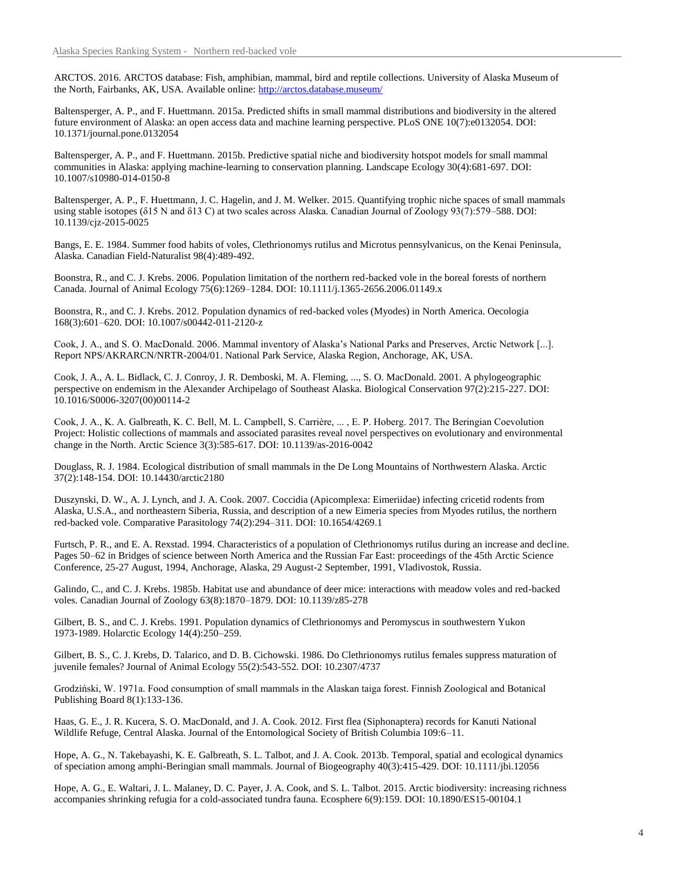ARCTOS. 2016. ARCTOS database: Fish, amphibian, mammal, bird and reptile collections. University of Alaska Museum of the North, Fairbanks, AK, USA. Available online: http://arctos.database.museum/

Baltensperger, A. P., and F. Huettmann. 2015a. Predicted shifts in small mammal distributions and biodiversity in the altered future environment of Alaska: an open access data and machine learning perspective. PLoS ONE 10(7):e0132054. DOI: 10.1371/journal.pone.0132054

Baltensperger, A. P., and F. Huettmann. 2015b. Predictive spatial niche and biodiversity hotspot models for small mammal communities in Alaska: applying machine-learning to conservation planning. Landscape Ecology 30(4):681-697. DOI: 10.1007/s10980-014-0150-8

Baltensperger, A. P., F. Huettmann, J. C. Hagelin, and J. M. Welker. 2015. Quantifying trophic niche spaces of small mammals using stable isotopes (δ15 N and δ13 C) at two scales across Alaska. Canadian Journal of Zoology 93(7):579–588. DOI: 10.1139/cjz-2015-0025

Bangs, E. E. 1984. Summer food habits of voles, Clethrionomys rutilus and Microtus pennsylvanicus, on the Kenai Peninsula, Alaska. Canadian Field-Naturalist 98(4):489-492.

Boonstra, R., and C. J. Krebs. 2006. Population limitation of the northern red-backed vole in the boreal forests of northern Canada. Journal of Animal Ecology 75(6):1269–1284. DOI: 10.1111/j.1365-2656.2006.01149.x

Boonstra, R., and C. J. Krebs. 2012. Population dynamics of red-backed voles (Myodes) in North America. Oecologia 168(3):601–620. DOI: 10.1007/s00442-011-2120-z

Cook, J. A., and S. O. MacDonald. 2006. Mammal inventory of Alaska's National Parks and Preserves, Arctic Network [...]. Report NPS/AKRARCN/NRTR-2004/01. National Park Service, Alaska Region, Anchorage, AK, USA.

Cook, J. A., A. L. Bidlack, C. J. Conroy, J. R. Demboski, M. A. Fleming, ..., S. O. MacDonald. 2001. A phylogeographic perspective on endemism in the Alexander Archipelago of Southeast Alaska. Biological Conservation 97(2):215-227. DOI: 10.1016/S0006-3207(00)00114-2

Cook, J. A., K. A. Galbreath, K. C. Bell, M. L. Campbell, S. Carrière, ... , E. P. Hoberg. 2017. The Beringian Coevolution Project: Holistic collections of mammals and associated parasites reveal novel perspectives on evolutionary and environmental change in the North. Arctic Science 3(3):585-617. DOI: 10.1139/as-2016-0042

Douglass, R. J. 1984. Ecological distribution of small mammals in the De Long Mountains of Northwestern Alaska. Arctic 37(2):148-154. DOI: 10.14430/arctic2180

Duszynski, D. W., A. J. Lynch, and J. A. Cook. 2007. Coccidia (Apicomplexa: Eimeriidae) infecting cricetid rodents from Alaska, U.S.A., and northeastern Siberia, Russia, and description of a new Eimeria species from Myodes rutilus, the northern red-backed vole. Comparative Parasitology 74(2):294–311. DOI: 10.1654/4269.1

Furtsch, P. R., and E. A. Rexstad. 1994. Characteristics of a population of Clethrionomys rutilus during an increase and decline. Pages 50–62 in Bridges of science between North America and the Russian Far East: proceedings of the 45th Arctic Science Conference, 25-27 August, 1994, Anchorage, Alaska, 29 August-2 September, 1991, Vladivostok, Russia.

Galindo, C., and C. J. Krebs. 1985b. Habitat use and abundance of deer mice: interactions with meadow voles and red-backed voles. Canadian Journal of Zoology 63(8):1870–1879. DOI: 10.1139/z85-278

Gilbert, B. S., and C. J. Krebs. 1991. Population dynamics of Clethrionomys and Peromyscus in southwestern Yukon 1973-1989. Holarctic Ecology 14(4):250–259.

Gilbert, B. S., C. J. Krebs, D. Talarico, and D. B. Cichowski. 1986. Do Clethrionomys rutilus females suppress maturation of juvenile females? Journal of Animal Ecology 55(2):543-552. DOI: 10.2307/4737

Grodziński, W. 1971a. Food consumption of small mammals in the Alaskan taiga forest. Finnish Zoological and Botanical Publishing Board 8(1):133-136.

Haas, G. E., J. R. Kucera, S. O. MacDonald, and J. A. Cook. 2012. First flea (Siphonaptera) records for Kanuti National Wildlife Refuge, Central Alaska. Journal of the Entomological Society of British Columbia 109:6–11.

Hope, A. G., N. Takebayashi, K. E. Galbreath, S. L. Talbot, and J. A. Cook. 2013b. Temporal, spatial and ecological dynamics of speciation among amphi-Beringian small mammals. Journal of Biogeography 40(3):415-429. DOI: 10.1111/jbi.12056

Hope, A. G., E. Waltari, J. L. Malaney, D. C. Payer, J. A. Cook, and S. L. Talbot. 2015. Arctic biodiversity: increasing richness accompanies shrinking refugia for a cold-associated tundra fauna. Ecosphere 6(9):159. DOI: 10.1890/ES15-00104.1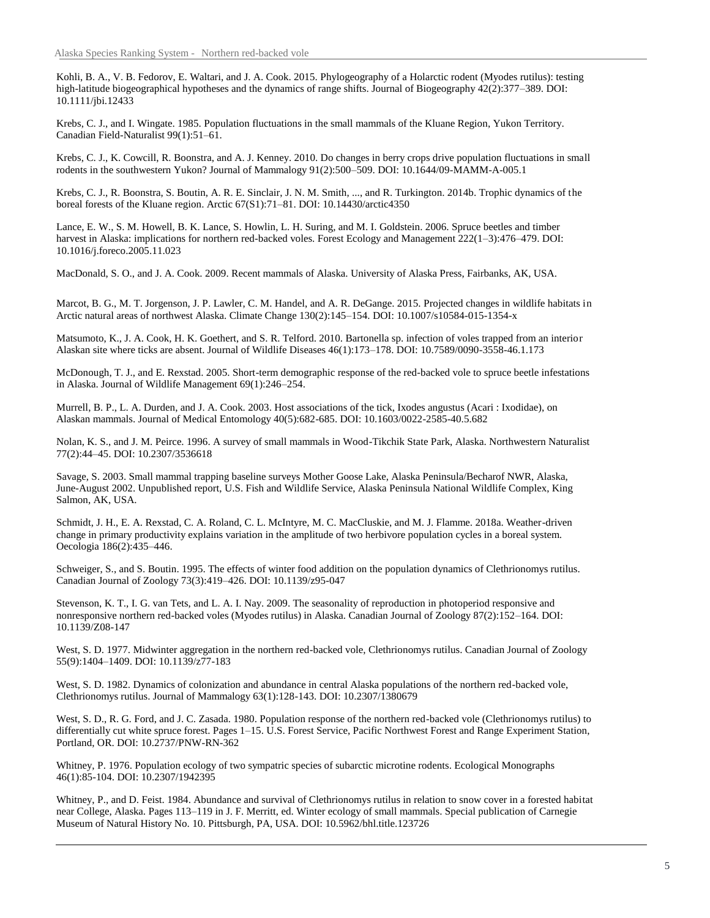Kohli, B. A., V. B. Fedorov, E. Waltari, and J. A. Cook. 2015. Phylogeography of a Holarctic rodent (Myodes rutilus): testing high-latitude biogeographical hypotheses and the dynamics of range shifts. Journal of Biogeography 42(2):377–389. DOI: 10.1111/jbi.12433

Krebs, C. J., and I. Wingate. 1985. Population fluctuations in the small mammals of the Kluane Region, Yukon Territory. Canadian Field-Naturalist 99(1):51–61.

Krebs, C. J., K. Cowcill, R. Boonstra, and A. J. Kenney. 2010. Do changes in berry crops drive population fluctuations in small rodents in the southwestern Yukon? Journal of Mammalogy 91(2):500–509. DOI: 10.1644/09-MAMM-A-005.1

Krebs, C. J., R. Boonstra, S. Boutin, A. R. E. Sinclair, J. N. M. Smith, ..., and R. Turkington. 2014b. Trophic dynamics of the boreal forests of the Kluane region. Arctic 67(S1):71–81. DOI: 10.14430/arctic4350

Lance, E. W., S. M. Howell, B. K. Lance, S. Howlin, L. H. Suring, and M. I. Goldstein. 2006. Spruce beetles and timber harvest in Alaska: implications for northern red-backed voles. Forest Ecology and Management 222(1–3):476–479. DOI: 10.1016/j.foreco.2005.11.023

MacDonald, S. O., and J. A. Cook. 2009. Recent mammals of Alaska. University of Alaska Press, Fairbanks, AK, USA.

Marcot, B. G., M. T. Jorgenson, J. P. Lawler, C. M. Handel, and A. R. DeGange. 2015. Projected changes in wildlife habitats in Arctic natural areas of northwest Alaska. Climate Change 130(2):145–154. DOI: 10.1007/s10584-015-1354-x

Matsumoto, K., J. A. Cook, H. K. Goethert, and S. R. Telford. 2010. Bartonella sp. infection of voles trapped from an interior Alaskan site where ticks are absent. Journal of Wildlife Diseases 46(1):173–178. DOI: 10.7589/0090-3558-46.1.173

McDonough, T. J., and E. Rexstad. 2005. Short-term demographic response of the red-backed vole to spruce beetle infestations in Alaska. Journal of Wildlife Management 69(1):246–254.

Murrell, B. P., L. A. Durden, and J. A. Cook. 2003. Host associations of the tick, Ixodes angustus (Acari : Ixodidae), on Alaskan mammals. Journal of Medical Entomology 40(5):682-685. DOI: 10.1603/0022-2585-40.5.682

Nolan, K. S., and J. M. Peirce. 1996. A survey of small mammals in Wood-Tikchik State Park, Alaska. Northwestern Naturalist 77(2):44–45. DOI: 10.2307/3536618

Savage, S. 2003. Small mammal trapping baseline surveys Mother Goose Lake, Alaska Peninsula/Becharof NWR, Alaska, June-August 2002. Unpublished report, U.S. Fish and Wildlife Service, Alaska Peninsula National Wildlife Complex, King Salmon, AK, USA.

Schmidt, J. H., E. A. Rexstad, C. A. Roland, C. L. McIntyre, M. C. MacCluskie, and M. J. Flamme. 2018a. Weather-driven change in primary productivity explains variation in the amplitude of two herbivore population cycles in a boreal system. Oecologia 186(2):435–446.

Schweiger, S., and S. Boutin. 1995. The effects of winter food addition on the population dynamics of Clethrionomys rutilus. Canadian Journal of Zoology 73(3):419–426. DOI: 10.1139/z95-047

Stevenson, K. T., I. G. van Tets, and L. A. I. Nay. 2009. The seasonality of reproduction in photoperiod responsive and nonresponsive northern red-backed voles (Myodes rutilus) in Alaska. Canadian Journal of Zoology 87(2):152–164. DOI: 10.1139/Z08-147

West, S. D. 1977. Midwinter aggregation in the northern red-backed vole, Clethrionomys rutilus. Canadian Journal of Zoology 55(9):1404–1409. DOI: 10.1139/z77-183

West, S. D. 1982. Dynamics of colonization and abundance in central Alaska populations of the northern red-backed vole, Clethrionomys rutilus. Journal of Mammalogy 63(1):128-143. DOI: 10.2307/1380679

West, S. D., R. G. Ford, and J. C. Zasada. 1980. Population response of the northern red-backed vole (Clethrionomys rutilus) to differentially cut white spruce forest. Pages 1–15. U.S. Forest Service, Pacific Northwest Forest and Range Experiment Station, Portland, OR. DOI: 10.2737/PNW-RN-362

Whitney, P. 1976. Population ecology of two sympatric species of subarctic microtine rodents. Ecological Monographs 46(1):85-104. DOI: 10.2307/1942395

Whitney, P., and D. Feist. 1984. Abundance and survival of Clethrionomys rutilus in relation to snow cover in a forested habitat near College, Alaska. Pages 113–119 in J. F. Merritt, ed. Winter ecology of small mammals. Special publication of Carnegie Museum of Natural History No. 10. Pittsburgh, PA, USA. DOI: 10.5962/bhl.title.123726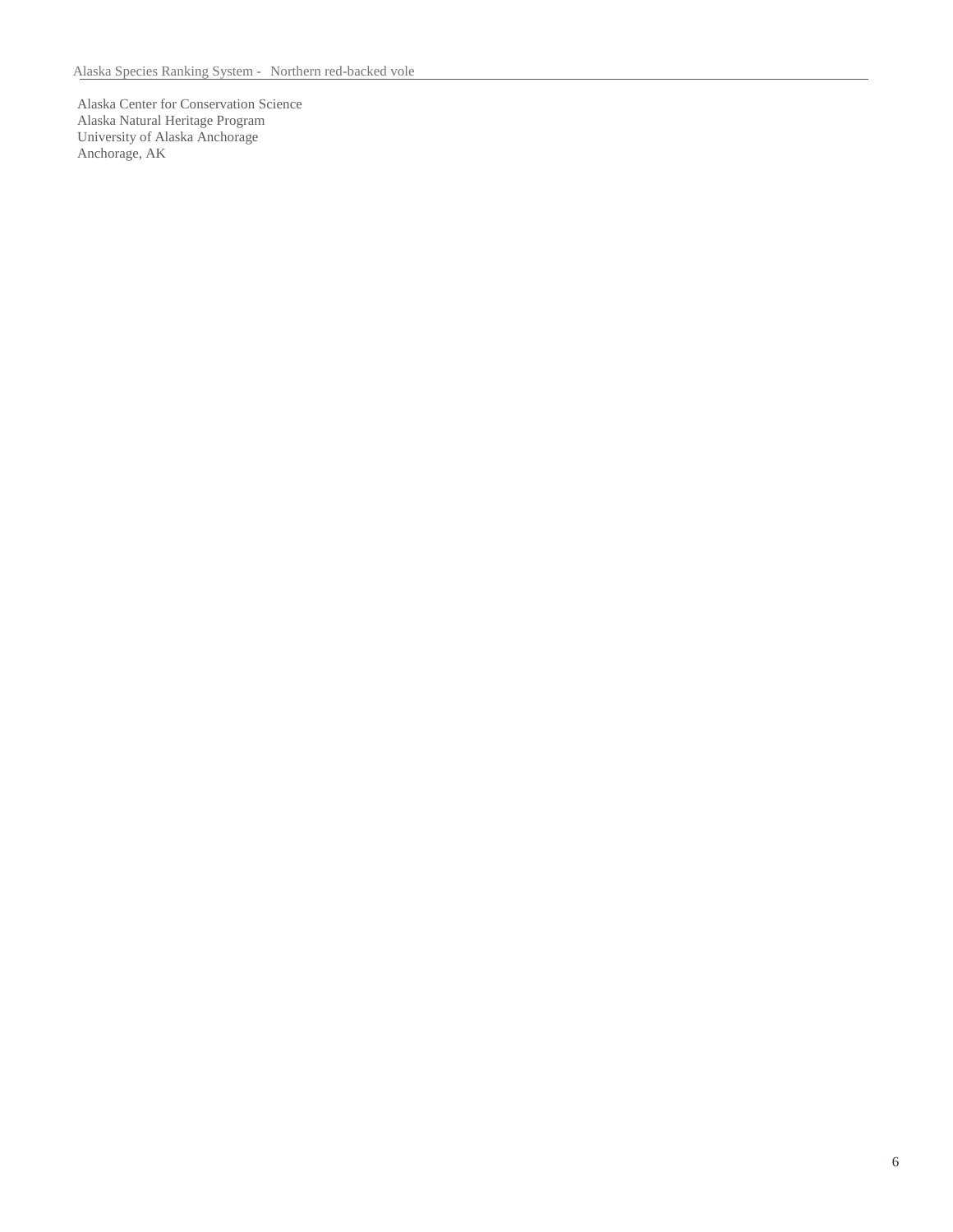Alaska Center for Conservation Science
Alaska Natural Heritage Program
University of Alaska Anchorage
Anchorage, AK